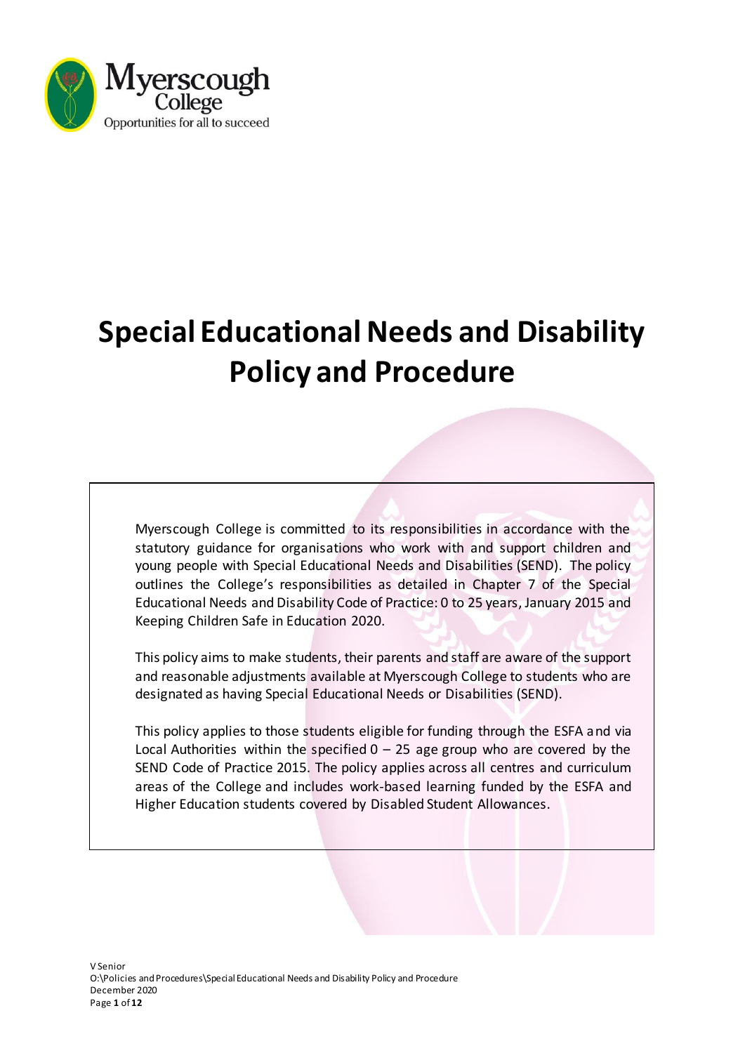# Special Educational Needs and Disability Policy and Procedure

Myerscough College is committed to its responsibilities in accordance with the statutory guidance for organisations who work with and support children and young people with Special Educational Needs and Disabilities (SEND). The policy outlines the College's responsibilities as detailed in Chapter 7 of the Special Educational Needs and Disability Code of Practice: 0 to 25 years, January 2015 and Keeping Children Safe in Education 2020.

This policy aims to make students, their parents and staff are aware of the support and reasonable adjustments available at Myerscough College to students who are designated as having Special Educational Needs or Disabilities (SEND).

This policy applies to those students eligible for funding through the ESFA and via Local Authorities within the specified 0 – 25 age group who are covered by the SEND Code of Practice 2015. The policy applies across all centres and curriculum areas of the College and includes work-based learning funded by the ESFA and Higher Education students covered by Disabled Student Allowances.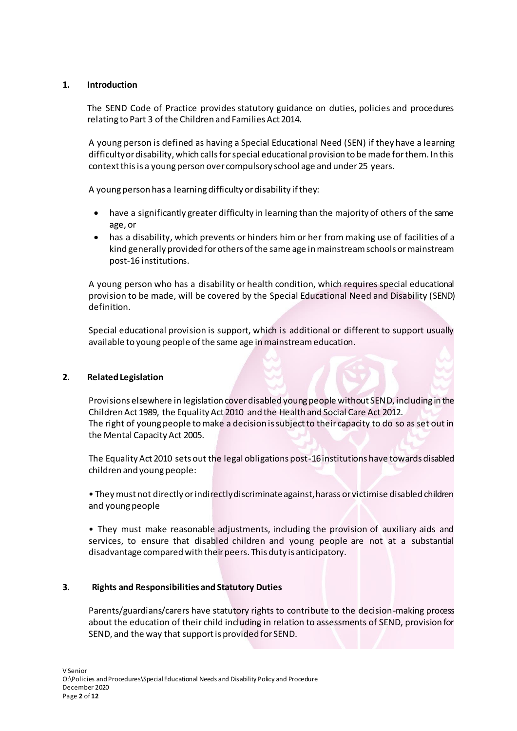## 1. Introduction

The SEND Code of Practice provides statutory guidance on duties, policies and procedures relating to Part 3 of the Children and Families Act 2014.

A young person is defined as having a Special Educational Need (SEN) if they have a learning difficulty or disability, which calls for special educational provision to be made for them. In this context this is a young person over compulsory school age and under 25 years.

A young person has a learning difficulty or disability if they:

- have a significantly greater difficulty in learning than the majority of others of the same age, or
- has a disability, which prevents or hinders him or her from making use of facilities of a kind generally provided for others of the same age in mainstream schools or mainstream post-16 institutions.

A young person who has a disability or health condition, which requires special educational provision to be made, will be covered by the Special Educational Need and Disability (SEND) definition.

Special educational provision is support, which is additional or different to support usually available to young people of the same age in mainstream education.

## 2. Related Legislation

Provisions elsewhere in legislation cover disabled young people without SEND, including in the Children Act 1989, the Equality Act 2010 and the Health and Social Care Act 2012.
The right of young people to make a decision is subject to their capacity to do so as set out in the Mental Capacity Act 2005.

The Equality Act 2010 sets out the legal obligations post-16 institutions have towards disabled children and young people:

• They must not directly or indirectly discriminate against, harass or victimise disabled children and young people

• They must make reasonable adjustments, including the provision of auxiliary aids and services, to ensure that disabled children and young people are not at a substantial disadvantage compared with their peers. This duty is anticipatory.

## 3. Rights and Responsibilities and Statutory Duties

Parents/guardians/carers have statutory rights to contribute to the decision-making process about the education of their child including in relation to assessments of SEND, provision for SEND, and the way that support is provided for SEND.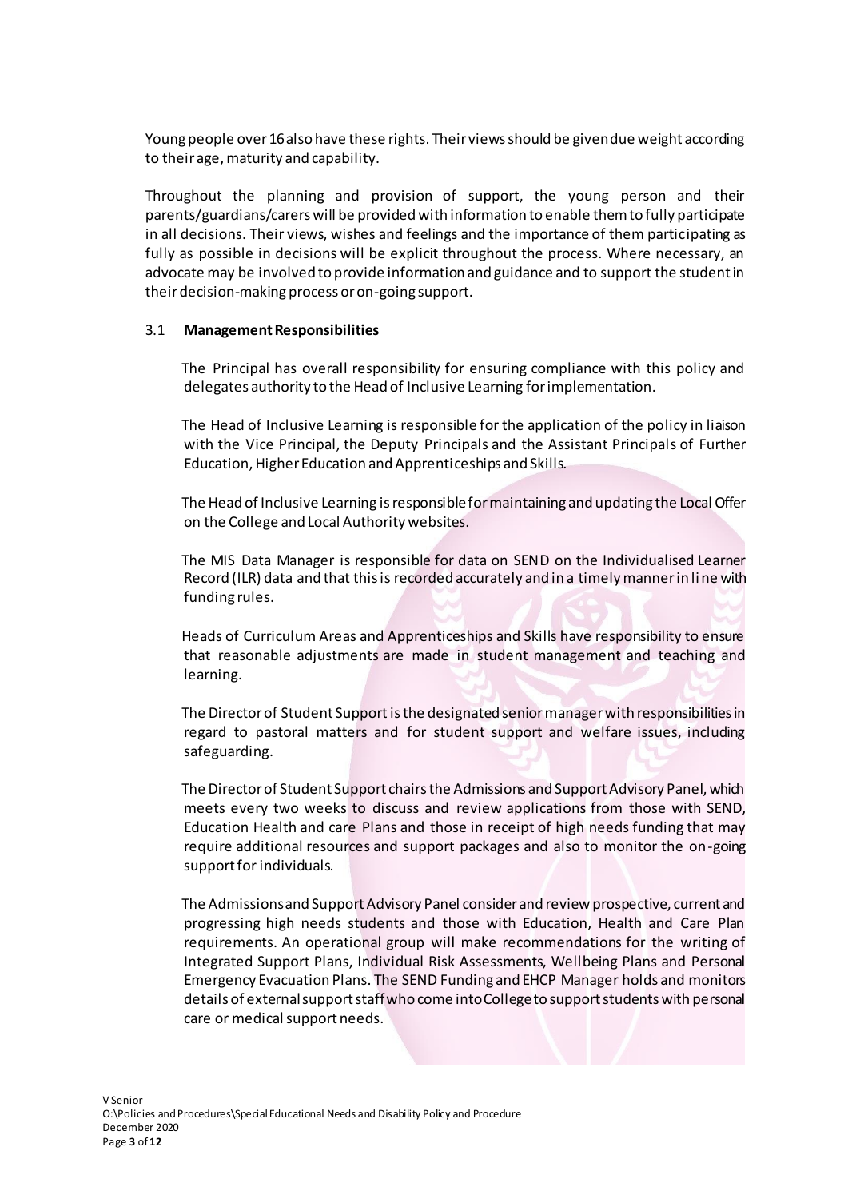Young people over 16 also have these rights. Their views should be given due weight according to their age, maturity and capability.

Throughout the planning and provision of support, the young person and their parents/guardians/carers will be provided with information to enable them to fully participate in all decisions. Their views, wishes and feelings and the importance of them participating as fully as possible in decisions will be explicit throughout the process. Where necessary, an advocate may be involved to provide information and guidance and to support the student in their decision-making process or on-going support.

### 3.1 **Management Responsibilities**

The Principal has overall responsibility for ensuring compliance with this policy and delegates authority to the Head of Inclusive Learning for implementation.

The Head of Inclusive Learning is responsible for the application of the policy in liaison with the Vice Principal, the Deputy Principals and the Assistant Principals of Further Education, Higher Education and Apprenticeships and Skills.

The Head of Inclusive Learning is responsible for maintaining and updating the Local Offer on the College and Local Authority websites.

The MIS Data Manager is responsible for data on SEND on the Individualised Learner Record (ILR) data and that this is recorded accurately and in a timely manner in line with funding rules.

Heads of Curriculum Areas and Apprenticeships and Skills have responsibility to ensure that reasonable adjustments are made in student management and teaching and learning.

The Director of Student Support is the designated senior manager with responsibilities in regard to pastoral matters and for student support and welfare issues, including safeguarding.

The Director of Student Support chairs the Admissions and Support Advisory Panel, which meets every two weeks to discuss and review applications from those with SEND, Education Health and care Plans and those in receipt of high needs funding that may require additional resources and support packages and also to monitor the on-going support for individuals.

The Admissions and Support Advisory Panel consider and review prospective, current and progressing high needs students and those with Education, Health and Care Plan requirements. An operational group will make recommendations for the writing of Integrated Support Plans, Individual Risk Assessments, Wellbeing Plans and Personal Emergency Evacuation Plans. The SEND Funding and EHCP Manager holds and monitors details of external support staff who come into College to support students with personal care or medical support needs.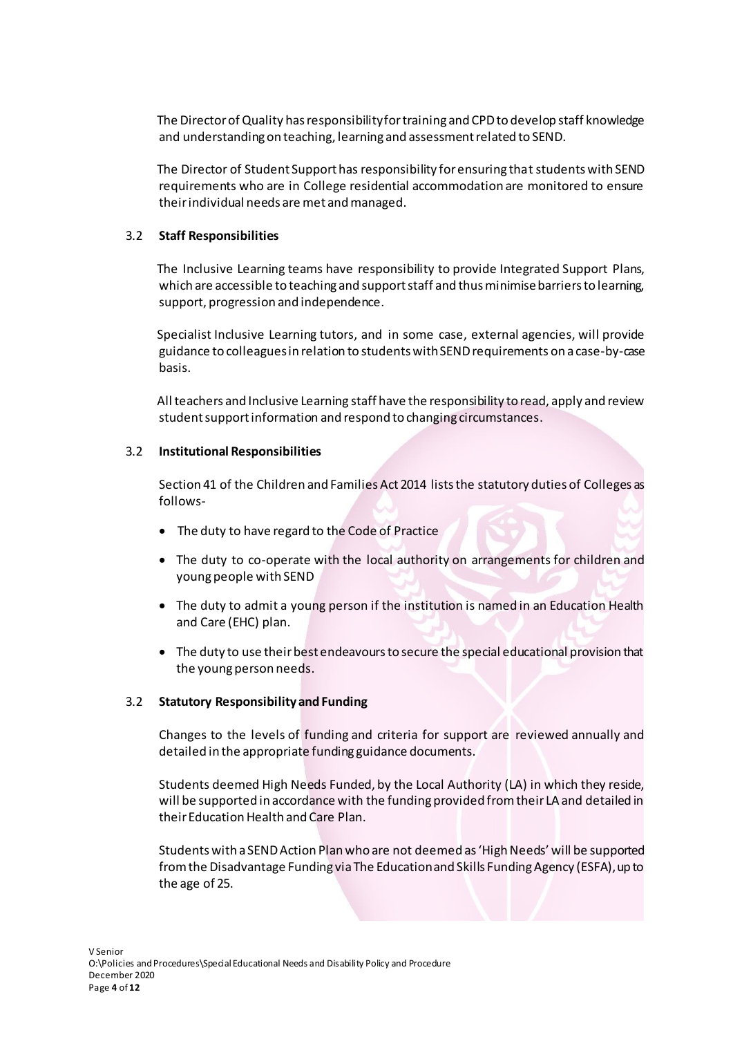The Director of Quality has responsibility for training and CPD to develop staff knowledge and understanding on teaching, learning and assessment related to SEND.

The Director of Student Support has responsibility for ensuring that students with SEND requirements who are in College residential accommodation are monitored to ensure their individual needs are met and managed.

### 3.2 Staff Responsibilities

The Inclusive Learning teams have responsibility to provide Integrated Support Plans, which are accessible to teaching and support staff and thus minimise barriers to learning, support, progression and independence.

Specialist Inclusive Learning tutors, and in some case, external agencies, will provide guidance to colleagues in relation to students with SEND requirements on a case-by-case basis.

All teachers and Inclusive Learning staff have the responsibility to read, apply and review student support information and respond to changing circumstances.

### 3.2 Institutional Responsibilities

Section 41 of the Children and Families Act 2014 lists the statutory duties of Colleges as follows-

- The duty to have regard to the Code of Practice
- The duty to co-operate with the local authority on arrangements for children and young people with SEND
- The duty to admit a young person if the institution is named in an Education Health and Care (EHC) plan.
- The duty to use their best endeavours to secure the special educational provision that the young person needs.

### 3.2 Statutory Responsibility and Funding

Changes to the levels of funding and criteria for support are reviewed annually and detailed in the appropriate funding guidance documents.

Students deemed High Needs Funded, by the Local Authority (LA) in which they reside, will be supported in accordance with the funding provided from their LA and detailed in their Education Health and Care Plan.

Students with a SEND Action Plan who are not deemed as 'High Needs' will be supported from the Disadvantage Funding via The Education and Skills Funding Agency (ESFA), up to the age of 25.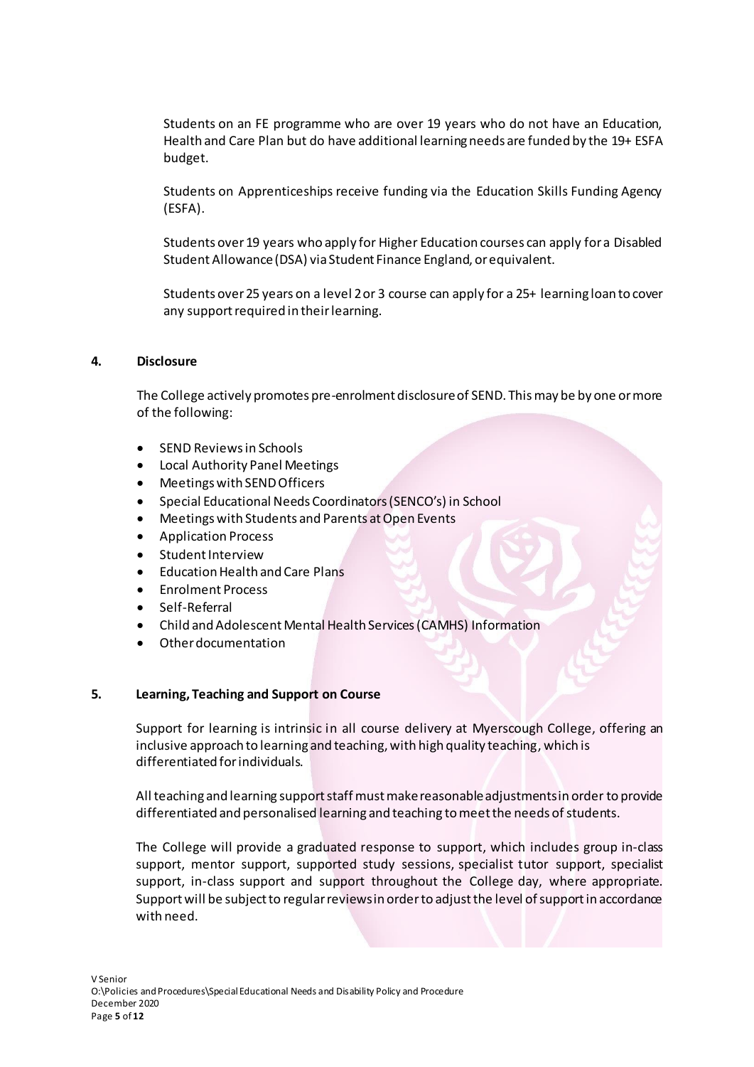Students on an FE programme who are over 19 years who do not have an Education, Health and Care Plan but do have additional learning needs are funded by the 19+ ESFA budget.

Students on Apprenticeships receive funding via the Education Skills Funding Agency (ESFA).

Students over 19 years who apply for Higher Education courses can apply for a Disabled Student Allowance (DSA) via Student Finance England, or equivalent.

Students over 25 years on a level 2 or 3 course can apply for a 25+ learning loan to cover any support required in their learning.

## 4. Disclosure

The College actively promotes pre-enrolment disclosure of SEND. This may be by one or more of the following:

- SEND Reviews in Schools
- Local Authority Panel Meetings
- Meetings with SEND Officers
- Special Educational Needs Coordinators (SENCO's) in School
- Meetings with Students and Parents at Open Events
- Application Process
- Student Interview
- Education Health and Care Plans
- Enrolment Process
- Self-Referral
- Child and Adolescent Mental Health Services (CAMHS) Information
- Other documentation

## 5. Learning, Teaching and Support on Course

Support for learning is intrinsic in all course delivery at Myerscough College, offering an inclusive approach to learning and teaching, with high quality teaching, which is differentiated for individuals.

All teaching and learning support staff must make reasonable adjustments in order to provide differentiated and personalised learning and teaching to meet the needs of students.

The College will provide a graduated response to support, which includes group in-class support, mentor support, supported study sessions, specialist tutor support, specialist support, in-class support and support throughout the College day, where appropriate. Support will be subject to regular reviews in order to adjust the level of support in accordance with need.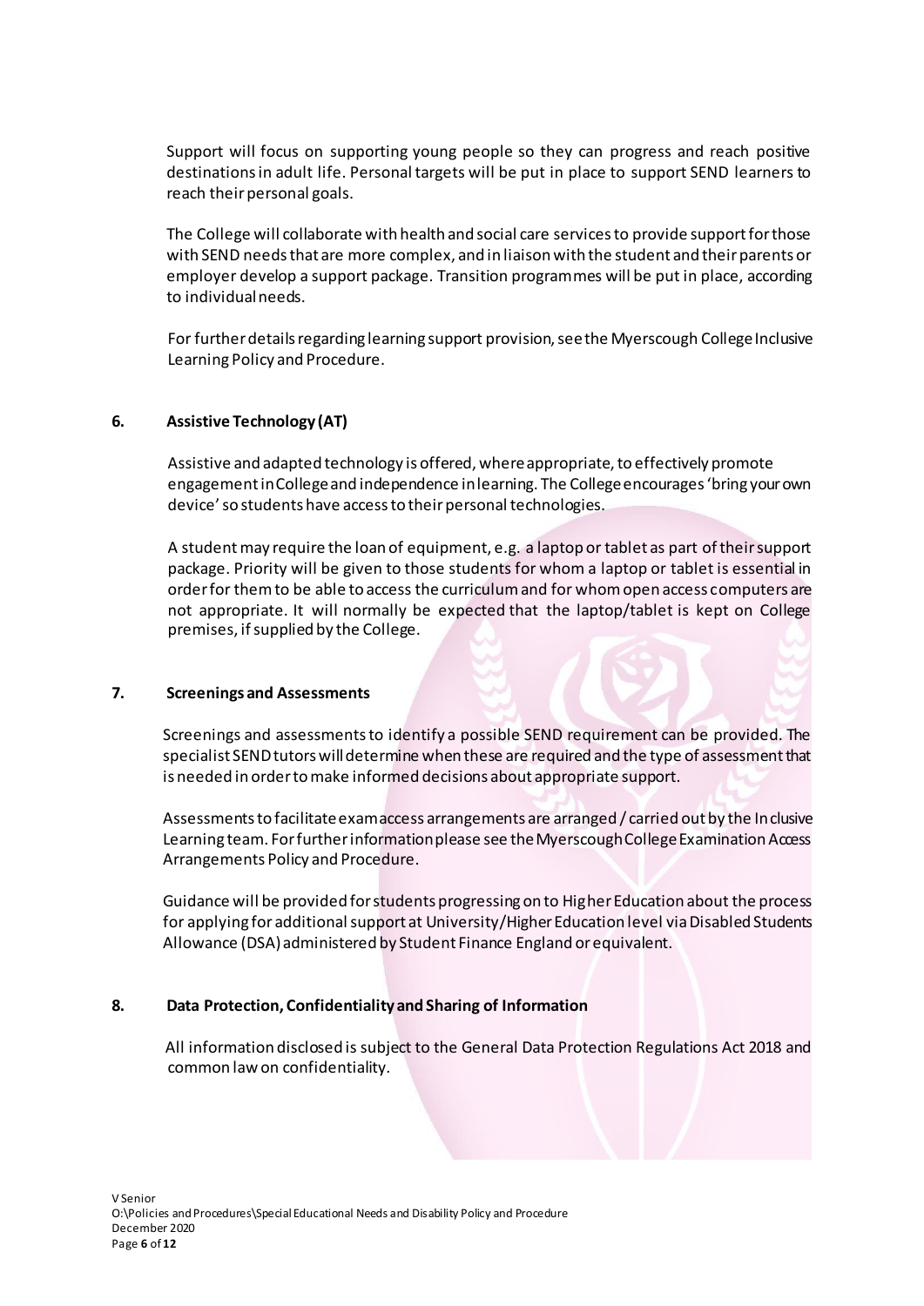Support will focus on supporting young people so they can progress and reach positive destinations in adult life. Personal targets will be put in place to support SEND learners to reach their personal goals.

The College will collaborate with health and social care services to provide support for those with SEND needs that are more complex, and in liaison with the student and their parents or employer develop a support package. Transition programmes will be put in place, according to individual needs.

For further details regarding learning support provision, see the Myerscough College Inclusive Learning Policy and Procedure.

## 6. Assistive Technology (AT)

Assistive and adapted technology is offered, where appropriate, to effectively promote engagement in College and independence in learning. The College encourages 'bring your own device' so students have access to their personal technologies.

A student may require the loan of equipment, e.g. a laptop or tablet as part of their support package. Priority will be given to those students for whom a laptop or tablet is essential in order for them to be able to access the curriculum and for whom open access computers are not appropriate. It will normally be expected that the laptop/tablet is kept on College premises, if supplied by the College.

## 7. Screenings and Assessments

Screenings and assessments to identify a possible SEND requirement can be provided. The specialist SEND tutors will determine when these are required and the type of assessment that is needed in order to make informed decisions about appropriate support.

Assessments to facilitate exam access arrangements are arranged / carried out by the Inclusive Learning team. For further information please see the Myerscough College Examination Access Arrangements Policy and Procedure.

Guidance will be provided for students progressing on to Higher Education about the process for applying for additional support at University/Higher Education level via Disabled Students Allowance (DSA) administered by Student Finance England or equivalent.

## 8. Data Protection, Confidentiality and Sharing of Information

All information disclosed is subject to the General Data Protection Regulations Act 2018 and common law on confidentiality.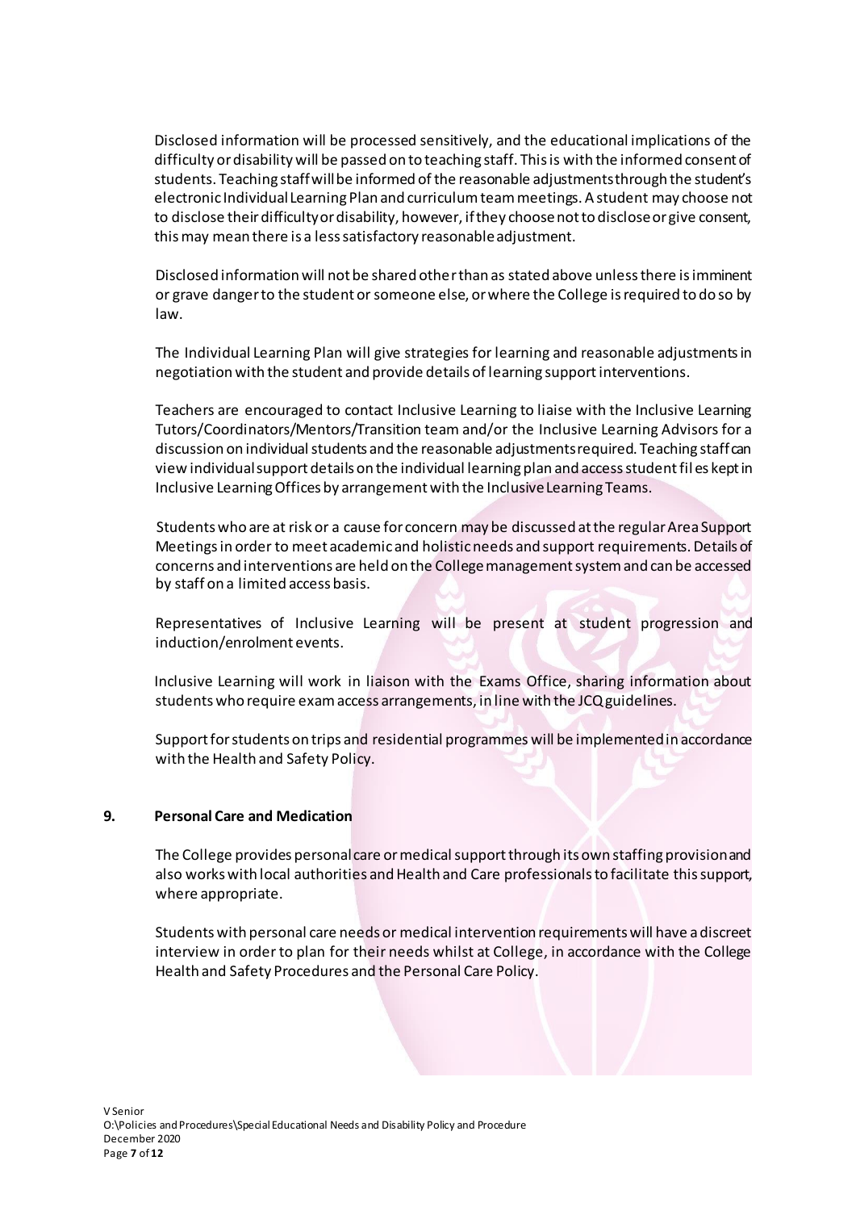Disclosed information will be processed sensitively, and the educational implications of the difficulty or disability will be passed on to teaching staff. This is with the informed consent of students. Teaching staff will be informed of the reasonable adjustments through the student's electronic Individual Learning Plan and curriculum team meetings. A student may choose not to disclose their difficulty or disability, however, if they choose not to disclose or give consent, this may mean there is a less satisfactory reasonable adjustment.

Disclosed information will not be shared other than as stated above unless there is imminent or grave danger to the student or someone else, or where the College is required to do so by law.

The Individual Learning Plan will give strategies for learning and reasonable adjustments in negotiation with the student and provide details of learning support interventions.

Teachers are encouraged to contact Inclusive Learning to liaise with the Inclusive Learning Tutors/Coordinators/Mentors/Transition team and/or the Inclusive Learning Advisors for a discussion on individual students and the reasonable adjustments required. Teaching staff can view individual support details on the individual learning plan and access student files kept in Inclusive Learning Offices by arrangement with the Inclusive Learning Teams.

Students who are at risk or a cause for concern may be discussed at the regular Area Support Meetings in order to meet academic and holistic needs and support requirements. Details of concerns and interventions are held on the College management system and can be accessed by staff on a limited access basis.

Representatives of Inclusive Learning will be present at student progression and induction/enrolment events.

Inclusive Learning will work in liaison with the Exams Office, sharing information about students who require exam access arrangements, in line with the JCQ guidelines.

Support for students on trips and residential programmes will be implemented in accordance with the Health and Safety Policy.

## 9. Personal Care and Medication

The College provides personal care or medical support through its own staffing provision and also works with local authorities and Health and Care professionals to facilitate this support, where appropriate.

Students with personal care needs or medical intervention requirements will have a discreet interview in order to plan for their needs whilst at College, in accordance with the College Health and Safety Procedures and the Personal Care Policy.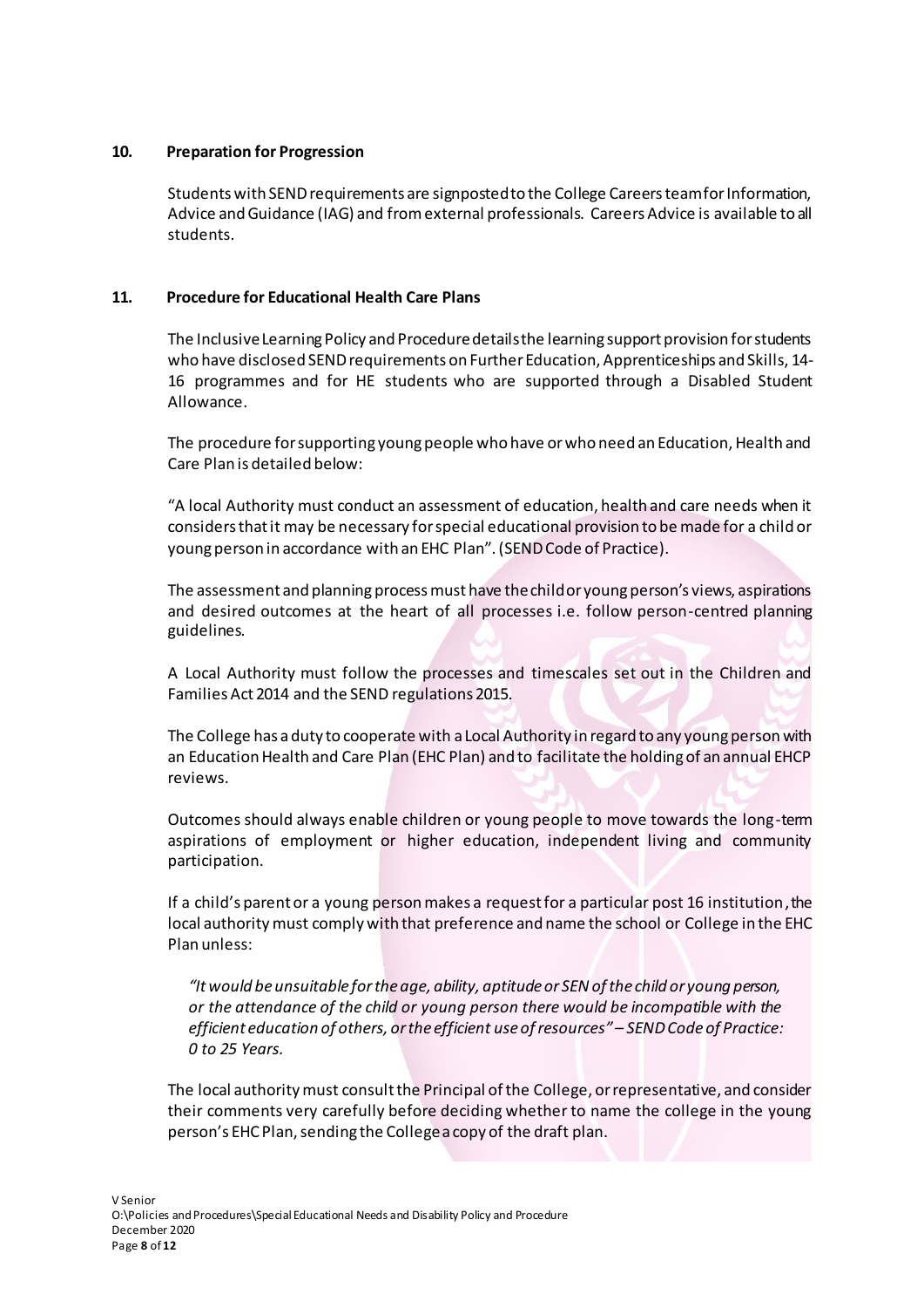## 10. Preparation for Progression

Students with SEND requirements are signposted to the College Careers team for Information, Advice and Guidance (IAG) and from external professionals. Careers Advice is available to all students.

## 11. Procedure for Educational Health Care Plans

The Inclusive Learning Policy and Procedure details the learning support provision for students who have disclosed SEND requirements on Further Education, Apprenticeships and Skills, 14-16 programmes and for HE students who are supported through a Disabled Student Allowance.

The procedure for supporting young people who have or who need an Education, Health and Care Plan is detailed below:

"A local Authority must conduct an assessment of education, health and care needs when it considers that it may be necessary for special educational provision to be made for a child or young person in accordance with an EHC Plan". (SEND Code of Practice).

The assessment and planning process must have the child or young person's views, aspirations and desired outcomes at the heart of all processes i.e. follow person-centred planning guidelines.

A Local Authority must follow the processes and timescales set out in the Children and Families Act 2014 and the SEND regulations 2015.

The College has a duty to cooperate with a Local Authority in regard to any young person with an Education Health and Care Plan (EHC Plan) and to facilitate the holding of an annual EHCP reviews.

Outcomes should always enable children or young people to move towards the long-term aspirations of employment or higher education, independent living and community participation.

If a child's parent or a young person makes a request for a particular post 16 institution, the local authority must comply with that preference and name the school or College in the EHC Plan unless:

> *"It would be unsuitable for the age, ability, aptitude or SEN of the child or young person, or the attendance of the child or young person there would be incompatible with the efficient education of others, or the efficient use of resources" – SEND Code of Practice: 0 to 25 Years.*

The local authority must consult the Principal of the College, or representative, and consider their comments very carefully before deciding whether to name the college in the young person's EHC Plan, sending the College a copy of the draft plan.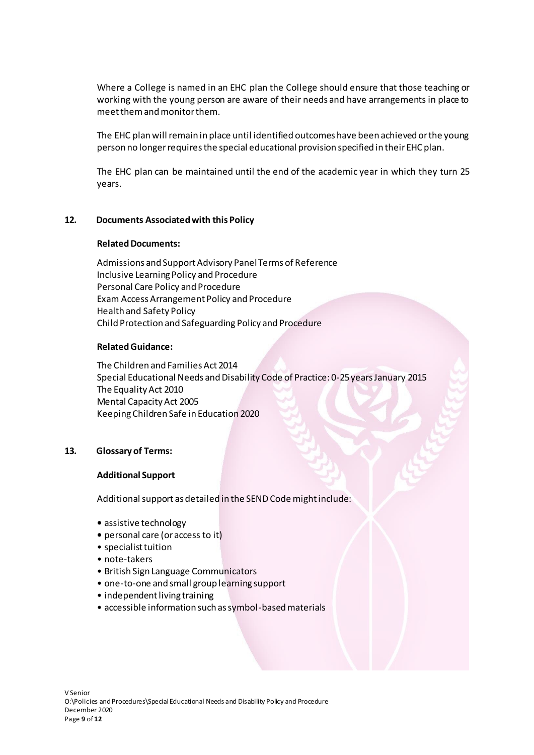Where a College is named in an EHC plan the College should ensure that those teaching or working with the young person are aware of their needs and have arrangements in place to meet them and monitor them.

The EHC plan will remain in place until identified outcomes have been achieved or the young person no longer requires the special educational provision specified in their EHC plan.

The EHC plan can be maintained until the end of the academic year in which they turn 25 years.

## 12. Documents Associated with this Policy

**Related Documents:**

Admissions and Support Advisory Panel Terms of Reference
Inclusive Learning Policy and Procedure
Personal Care Policy and Procedure
Exam Access Arrangement Policy and Procedure
Health and Safety Policy
Child Protection and Safeguarding Policy and Procedure

**Related Guidance:**

The Children and Families Act 2014
Special Educational Needs and Disability Code of Practice: 0-25 years January 2015
The Equality Act 2010
Mental Capacity Act 2005
Keeping Children Safe in Education 2020

## 13. Glossary of Terms:

**Additional Support**

Additional support as detailed in the SEND Code might include:

- assistive technology
- personal care (or access to it)
- specialist tuition
- note-takers
- British Sign Language Communicators
- one-to-one and small group learning support
- independent living training
- accessible information such as symbol-based materials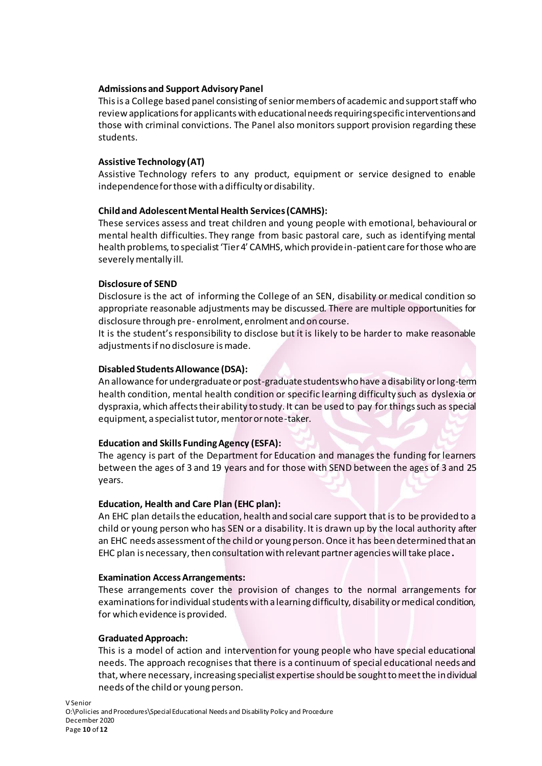**Admissions and Support Advisory Panel**

This is a College based panel consisting of senior members of academic and support staff who review applications for applicants with educational needs requiring specific interventions and those with criminal convictions. The Panel also monitors support provision regarding these students.

**Assistive Technology (AT)**

Assistive Technology refers to any product, equipment or service designed to enable independence for those with a difficulty or disability.

**Child and Adolescent Mental Health Services (CAMHS):**

These services assess and treat children and young people with emotional, behavioural or mental health difficulties. They range from basic pastoral care, such as identifying mental health problems, to specialist 'Tier 4' CAMHS, which provide in-patient care for those who are severely mentally ill.

**Disclosure of SEND**

Disclosure is the act of informing the College of an SEN, disability or medical condition so appropriate reasonable adjustments may be discussed. There are multiple opportunities for disclosure through pre- enrolment, enrolment and on course.

It is the student's responsibility to disclose but it is likely to be harder to make reasonable adjustments if no disclosure is made.

**Disabled Students Allowance (DSA):**

An allowance for undergraduate or post-graduate students who have a disability or long-term health condition, mental health condition or specific learning difficulty such as dyslexia or dyspraxia, which affects their ability to study. It can be used to pay for things such as special equipment, a specialist tutor, mentor or note-taker.

**Education and Skills Funding Agency (ESFA):**

The agency is part of the Department for Education and manages the funding for learners between the ages of 3 and 19 years and for those with SEND between the ages of 3 and 25 years.

**Education, Health and Care Plan (EHC plan):**

An EHC plan details the education, health and social care support that is to be provided to a child or young person who has SEN or a disability. It is drawn up by the local authority after an EHC needs assessment of the child or young person. Once it has been determined that an EHC plan is necessary, then consultation with relevant partner agencies will take place**.**

**Examination Access Arrangements:**

These arrangements cover the provision of changes to the normal arrangements for examinations for individual students with a learning difficulty, disability or medical condition, for which evidence is provided.

**Graduated Approach:**

This is a model of action and intervention for young people who have special educational needs. The approach recognises that there is a continuum of special educational needs and that, where necessary, increasing specialist expertise should be sought to meet the individual needs of the child or young person.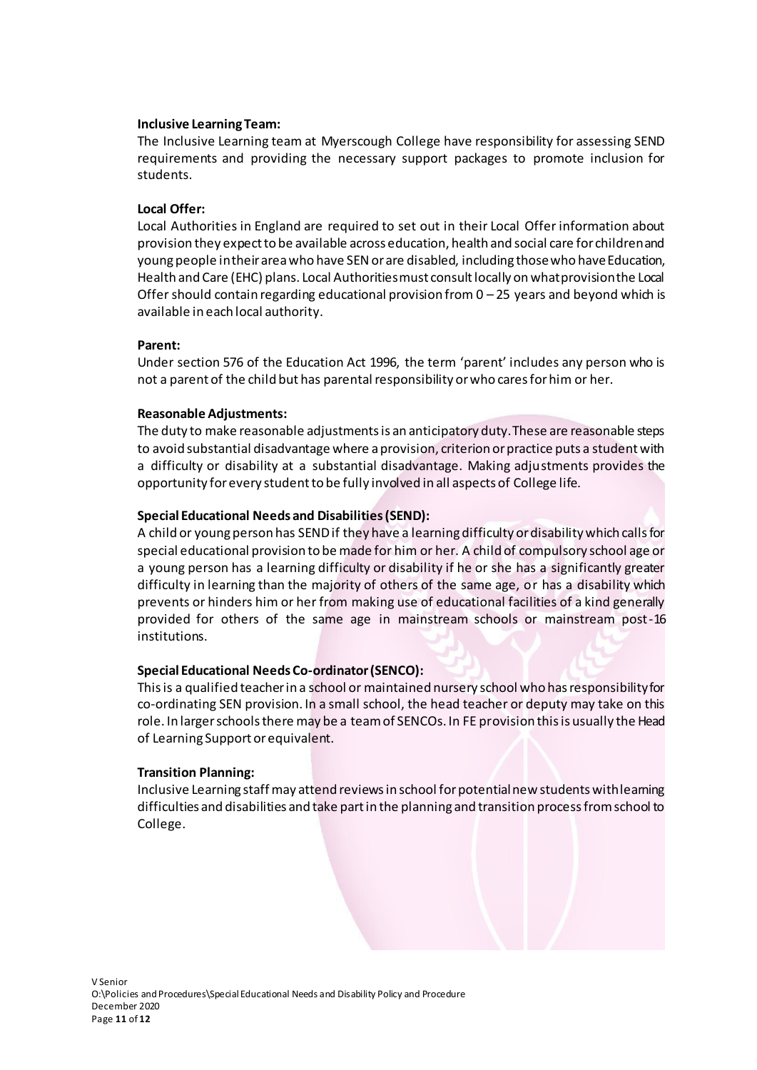**Inclusive Learning Team:**

The Inclusive Learning team at Myerscough College have responsibility for assessing SEND requirements and providing the necessary support packages to promote inclusion for students.

**Local Offer:**

Local Authorities in England are required to set out in their Local Offer information about provision they expect to be available across education, health and social care for children and young people in their area who have SEN or are disabled, including those who have Education, Health and Care (EHC) plans. Local Authorities must consult locally on what provision the Local Offer should contain regarding educational provision from 0 – 25 years and beyond which is available in each local authority.

**Parent:**

Under section 576 of the Education Act 1996, the term 'parent' includes any person who is not a parent of the child but has parental responsibility or who cares for him or her.

**Reasonable Adjustments:**

The duty to make reasonable adjustments is an anticipatory duty. These are reasonable steps to avoid substantial disadvantage where a provision, criterion or practice puts a student with a difficulty or disability at a substantial disadvantage. Making adjustments provides the opportunity for every student to be fully involved in all aspects of College life.

**Special Educational Needs and Disabilities (SEND):**

A child or young person has SEND if they have a learning difficulty or disability which calls for special educational provision to be made for him or her. A child of compulsory school age or a young person has a learning difficulty or disability if he or she has a significantly greater difficulty in learning than the majority of others of the same age, or has a disability which prevents or hinders him or her from making use of educational facilities of a kind generally provided for others of the same age in mainstream schools or mainstream post-16 institutions.

**Special Educational Needs Co-ordinator (SENCO):**

This is a qualified teacher in a school or maintained nursery school who has responsibility for co-ordinating SEN provision. In a small school, the head teacher or deputy may take on this role. In larger schools there may be a team of SENCOs. In FE provision this is usually the Head of Learning Support or equivalent.

**Transition Planning:**

Inclusive Learning staff may attend reviews in school for potential new students with learning difficulties and disabilities and take part in the planning and transition process from school to College.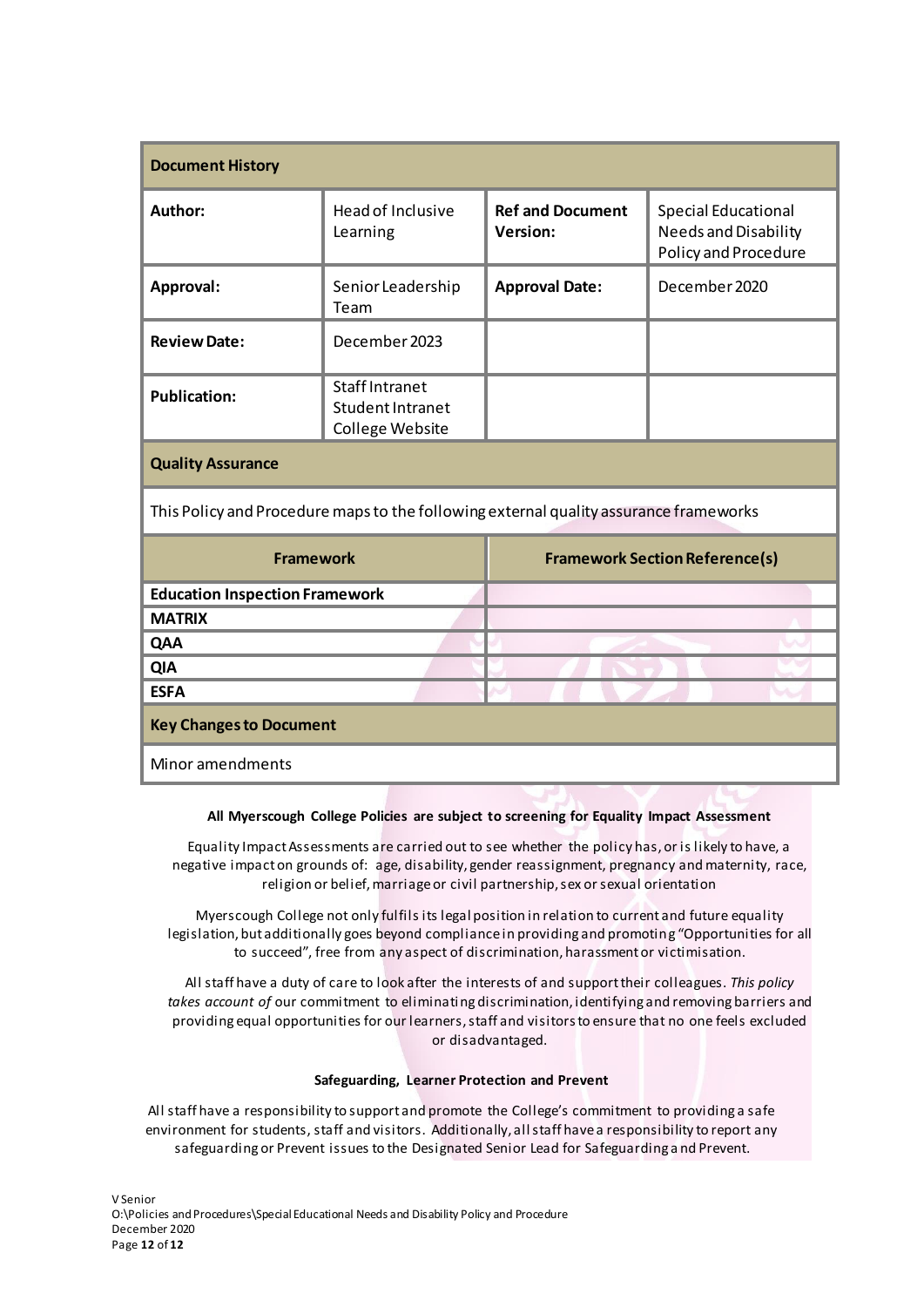| Document History | | | |
|---|---|---|---|
| **Author:** | Head of Inclusive Learning | **Ref and Document Version:** | Special Educational Needs and Disability Policy and Procedure |
| **Approval:** | Senior Leadership Team | **Approval Date:** | December 2020 |
| **Review Date:** | December 2023 | | |
| **Publication:** | Staff Intranet<br>Student Intranet<br>College Website | | |

**Quality Assurance**

This Policy and Procedure maps to the following external quality assurance frameworks

| Framework | Framework Section Reference(s) |
|---|---|
| **Education Inspection Framework** | |
| **MATRIX** | |
| **QAA** | |
| **QIA** | |
| **ESFA** | |

**Key Changes to Document**

Minor amendments

**All Myerscough College Policies are subject to screening for Equality Impact Assessment**

Equality Impact Assessments are carried out to see whether the policy has, or is likely to have, a negative impact on grounds of: age, disability, gender reassignment, pregnancy and maternity, race, religion or belief, marriage or civil partnership, sex or sexual orientation

Myerscough College not only fulfils its legal position in relation to current and future equality legislation, but additionally goes beyond compliance in providing and promoting "Opportunities for all to succeed", free from any aspect of discrimination, harassment or victimisation.

All staff have a duty of care to look after the interests of and support their colleagues. *This policy takes account of* our commitment to eliminating discrimination, identifying and removing barriers and providing equal opportunities for our learners, staff and visitors to ensure that no one feels excluded or disadvantaged.

**Safeguarding, Learner Protection and Prevent**

All staff have a responsibility to support and promote the College's commitment to providing a safe environment for students, staff and visitors. Additionally, all staff have a responsibility to report any safeguarding or Prevent issues to the Designated Senior Lead for Safeguarding and Prevent.